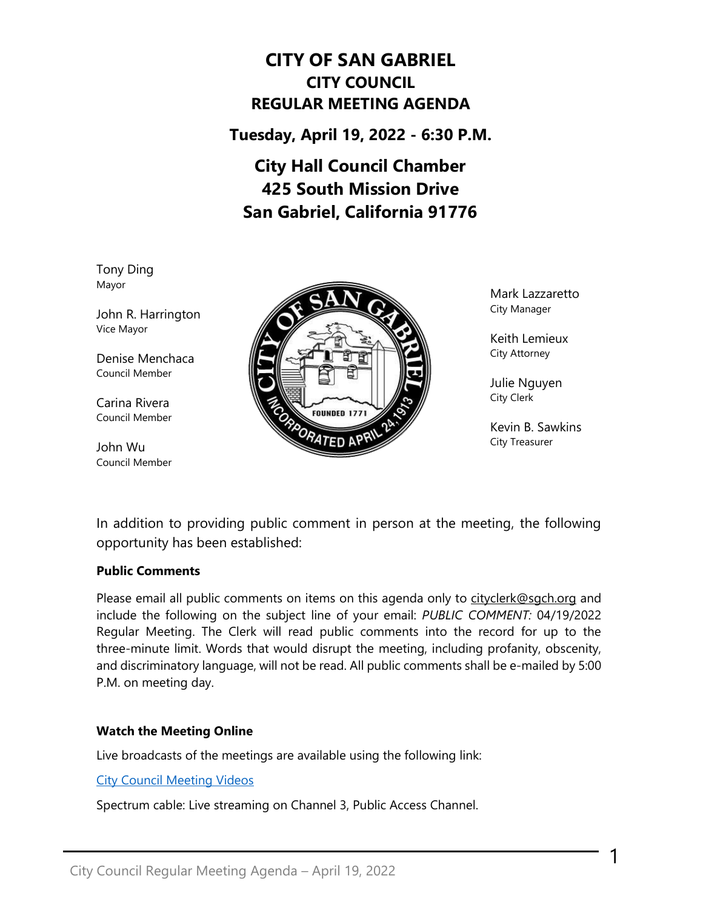# CITY OF SAN GABRIEL
## CITY COUNCIL
## REGULAR MEETING AGENDA

**Tuesday, April 19, 2022 - 6:30 P.M.**

**City Hall Council Chamber**
**425 South Mission Drive**
**San Gabriel, California 91776**

Tony Ding
Mayor

John R. Harrington
Vice Mayor

Denise Menchaca
Council Member

Carina Rivera
Council Member

John Wu
Council Member

Mark Lazzaretto
City Manager

Keith Lemieux
City Attorney

Julie Nguyen
City Clerk

Kevin B. Sawkins
City Treasurer

In addition to providing public comment in person at the meeting, the following opportunity has been established:

**Public Comments**

Please email all public comments on items on this agenda only to cityclerk@sgch.org and include the following on the subject line of your email: *PUBLIC COMMENT:* 04/19/2022 Regular Meeting. The Clerk will read public comments into the record for up to the three-minute limit. Words that would disrupt the meeting, including profanity, obscenity, and discriminatory language, will not be read. All public comments shall be e-mailed by 5:00 P.M. on meeting day.

**Watch the Meeting Online**

Live broadcasts of the meetings are available using the following link:

City Council Meeting Videos

Spectrum cable: Live streaming on Channel 3, Public Access Channel.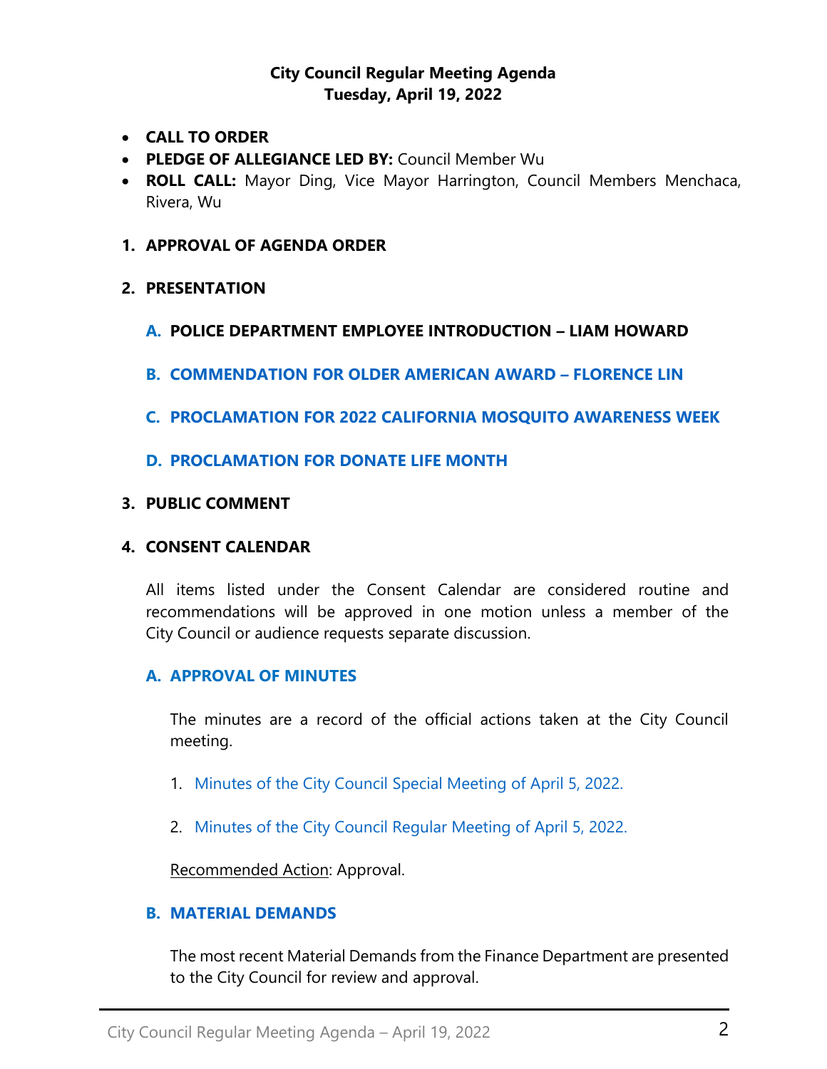**City Council Regular Meeting Agenda**
**Tuesday, April 19, 2022**

- **CALL TO ORDER**
- **PLEDGE OF ALLEGIANCE LED BY:** Council Member Wu
- **ROLL CALL:** Mayor Ding, Vice Mayor Harrington, Council Members Menchaca, Rivera, Wu

## 1. APPROVAL OF AGENDA ORDER

## 2. PRESENTATION

### A. POLICE DEPARTMENT EMPLOYEE INTRODUCTION – LIAM HOWARD

### B. COMMENDATION FOR OLDER AMERICAN AWARD – FLORENCE LIN

### C. PROCLAMATION FOR 2022 CALIFORNIA MOSQUITO AWARENESS WEEK

### D. PROCLAMATION FOR DONATE LIFE MONTH

## 3. PUBLIC COMMENT

## 4. CONSENT CALENDAR

All items listed under the Consent Calendar are considered routine and recommendations will be approved in one motion unless a member of the City Council or audience requests separate discussion.

### A. APPROVAL OF MINUTES

The minutes are a record of the official actions taken at the City Council meeting.

1. Minutes of the City Council Special Meeting of April 5, 2022.

2. Minutes of the City Council Regular Meeting of April 5, 2022.

Recommended Action: Approval.

### B. MATERIAL DEMANDS

The most recent Material Demands from the Finance Department are presented to the City Council for review and approval.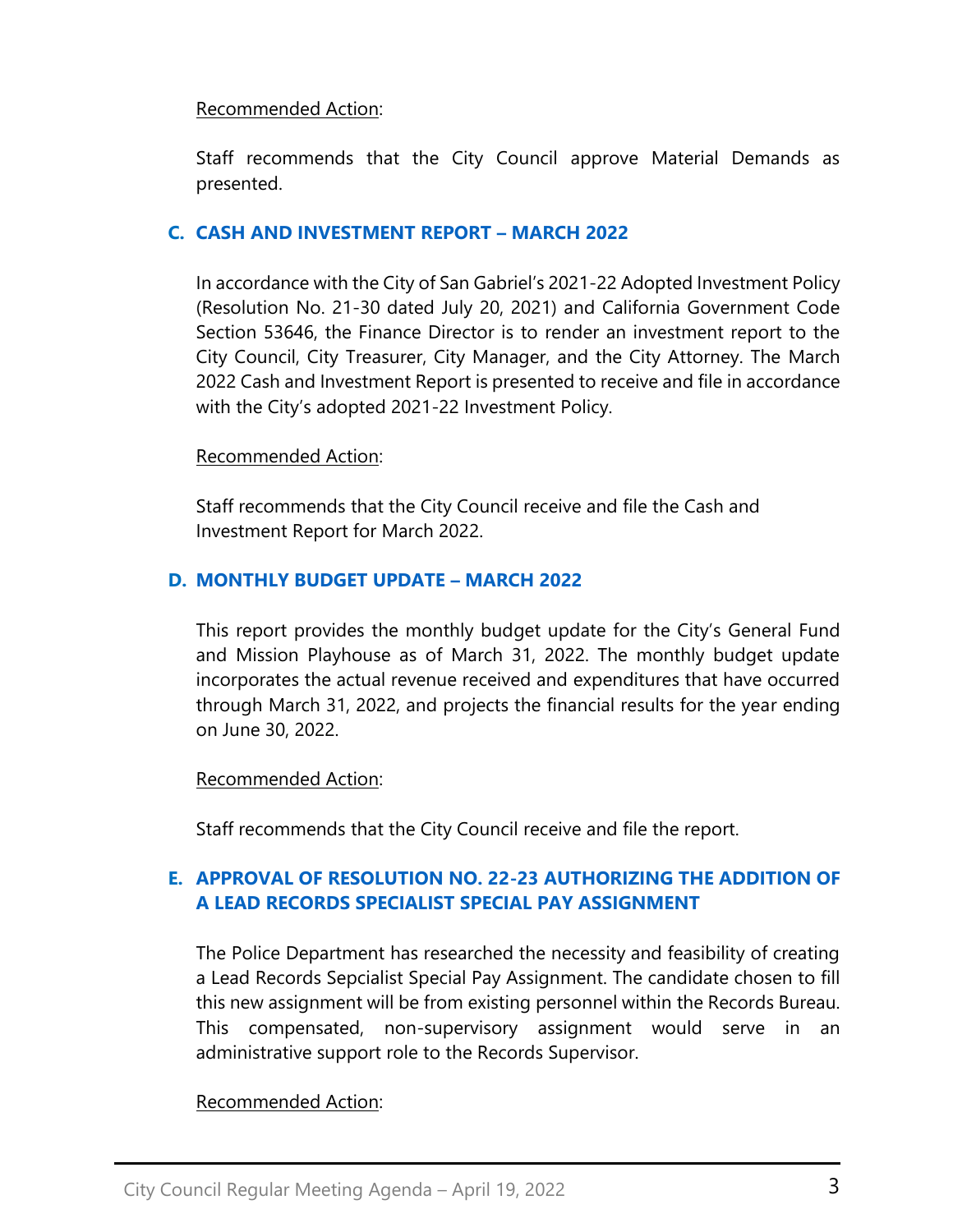Recommended Action:

Staff recommends that the City Council approve Material Demands as presented.

### C. CASH AND INVESTMENT REPORT – MARCH 2022

In accordance with the City of San Gabriel's 2021-22 Adopted Investment Policy (Resolution No. 21-30 dated July 20, 2021) and California Government Code Section 53646, the Finance Director is to render an investment report to the City Council, City Treasurer, City Manager, and the City Attorney. The March 2022 Cash and Investment Report is presented to receive and file in accordance with the City's adopted 2021-22 Investment Policy.

Recommended Action:

Staff recommends that the City Council receive and file the Cash and Investment Report for March 2022.

### D. MONTHLY BUDGET UPDATE – MARCH 2022

This report provides the monthly budget update for the City's General Fund and Mission Playhouse as of March 31, 2022. The monthly budget update incorporates the actual revenue received and expenditures that have occurred through March 31, 2022, and projects the financial results for the year ending on June 30, 2022.

Recommended Action:

Staff recommends that the City Council receive and file the report.

### E. APPROVAL OF RESOLUTION NO. 22-23 AUTHORIZING THE ADDITION OF A LEAD RECORDS SPECIALIST SPECIAL PAY ASSIGNMENT

The Police Department has researched the necessity and feasibility of creating a Lead Records Sepcialist Special Pay Assignment. The candidate chosen to fill this new assignment will be from existing personnel within the Records Bureau. This compensated, non-supervisory assignment would serve in an administrative support role to the Records Supervisor.

Recommended Action: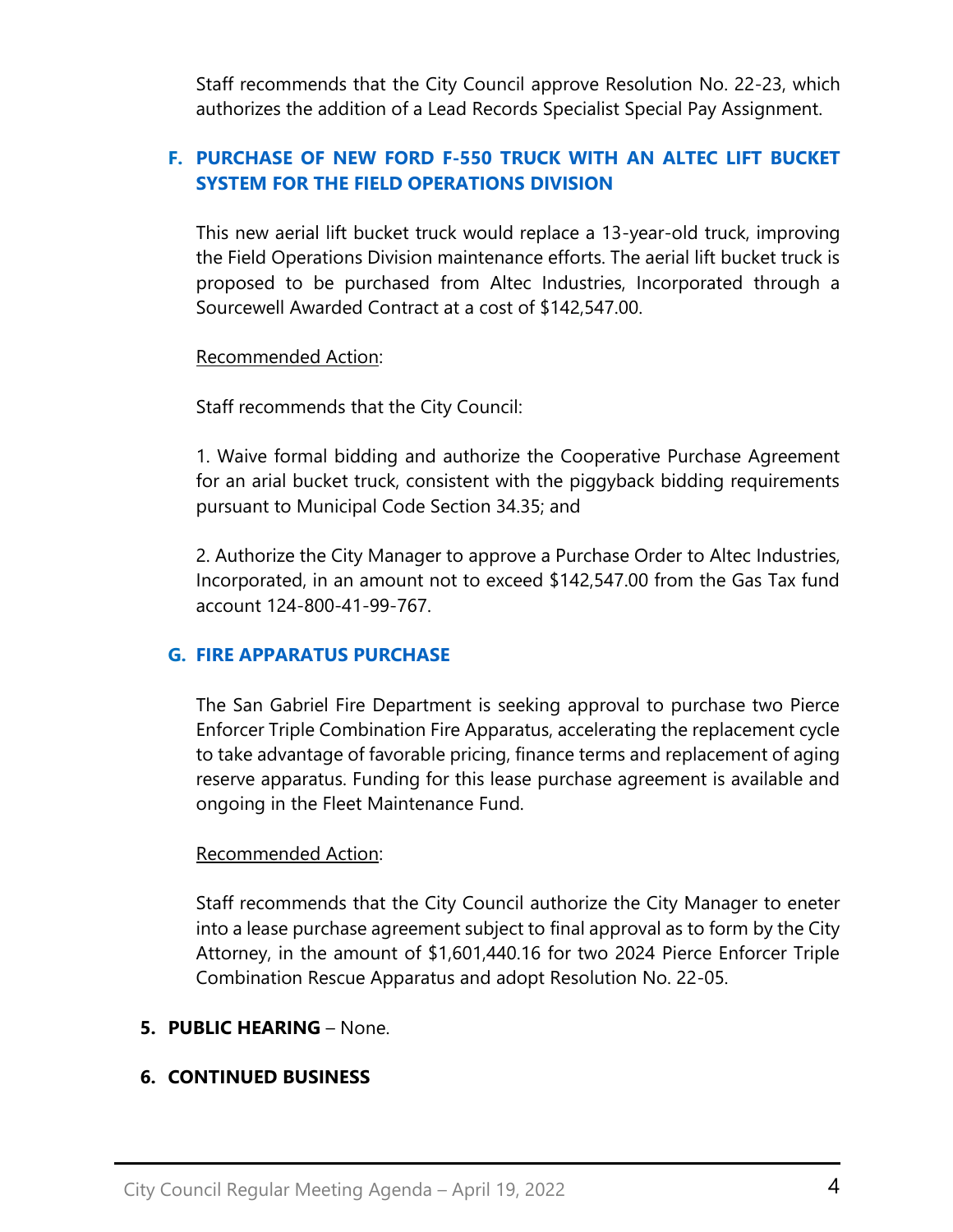Staff recommends that the City Council approve Resolution No. 22-23, which authorizes the addition of a Lead Records Specialist Special Pay Assignment.

### F. PURCHASE OF NEW FORD F-550 TRUCK WITH AN ALTEC LIFT BUCKET SYSTEM FOR THE FIELD OPERATIONS DIVISION

This new aerial lift bucket truck would replace a 13-year-old truck, improving the Field Operations Division maintenance efforts. The aerial lift bucket truck is proposed to be purchased from Altec Industries, Incorporated through a Sourcewell Awarded Contract at a cost of $142,547.00.

Recommended Action:

Staff recommends that the City Council:

1. Waive formal bidding and authorize the Cooperative Purchase Agreement for an arial bucket truck, consistent with the piggyback bidding requirements pursuant to Municipal Code Section 34.35; and

2. Authorize the City Manager to approve a Purchase Order to Altec Industries, Incorporated, in an amount not to exceed $142,547.00 from the Gas Tax fund account 124-800-41-99-767.

### G. FIRE APPARATUS PURCHASE

The San Gabriel Fire Department is seeking approval to purchase two Pierce Enforcer Triple Combination Fire Apparatus, accelerating the replacement cycle to take advantage of favorable pricing, finance terms and replacement of aging reserve apparatus. Funding for this lease purchase agreement is available and ongoing in the Fleet Maintenance Fund.

Recommended Action:

Staff recommends that the City Council authorize the City Manager to eneter into a lease purchase agreement subject to final approval as to form by the City Attorney, in the amount of $1,601,440.16 for two 2024 Pierce Enforcer Triple Combination Rescue Apparatus and adopt Resolution No. 22-05.

## 5. PUBLIC HEARING – None.

## 6. CONTINUED BUSINESS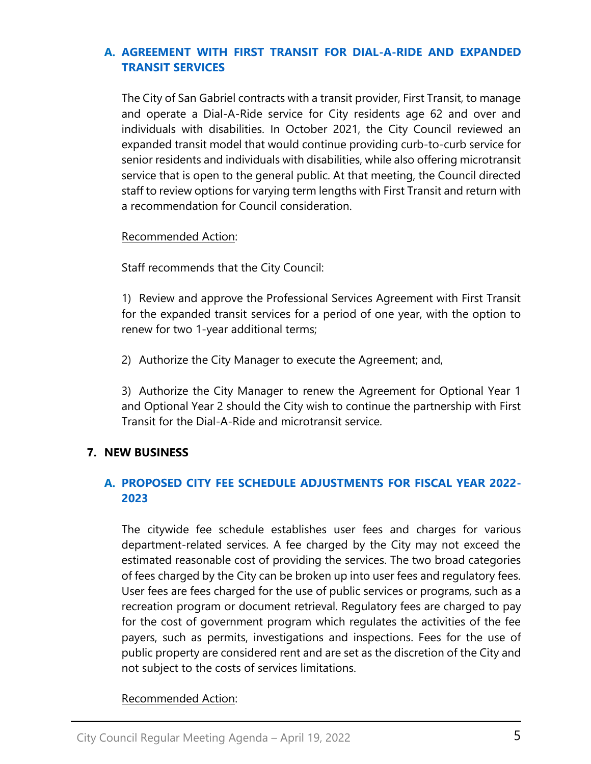### A. AGREEMENT WITH FIRST TRANSIT FOR DIAL-A-RIDE AND EXPANDED TRANSIT SERVICES

The City of San Gabriel contracts with a transit provider, First Transit, to manage and operate a Dial-A-Ride service for City residents age 62 and over and individuals with disabilities. In October 2021, the City Council reviewed an expanded transit model that would continue providing curb-to-curb service for senior residents and individuals with disabilities, while also offering microtransit service that is open to the general public. At that meeting, the Council directed staff to review options for varying term lengths with First Transit and return with a recommendation for Council consideration.

<u>Recommended Action</u>:

Staff recommends that the City Council:

1) Review and approve the Professional Services Agreement with First Transit for the expanded transit services for a period of one year, with the option to renew for two 1-year additional terms;

2) Authorize the City Manager to execute the Agreement; and,

3) Authorize the City Manager to renew the Agreement for Optional Year 1 and Optional Year 2 should the City wish to continue the partnership with First Transit for the Dial-A-Ride and microtransit service.

## 7. NEW BUSINESS

### A. PROPOSED CITY FEE SCHEDULE ADJUSTMENTS FOR FISCAL YEAR 2022-2023

The citywide fee schedule establishes user fees and charges for various department-related services. A fee charged by the City may not exceed the estimated reasonable cost of providing the services. The two broad categories of fees charged by the City can be broken up into user fees and regulatory fees. User fees are fees charged for the use of public services or programs, such as a recreation program or document retrieval. Regulatory fees are charged to pay for the cost of government program which regulates the activities of the fee payers, such as permits, investigations and inspections. Fees for the use of public property are considered rent and are set as the discretion of the City and not subject to the costs of services limitations.

<u>Recommended Action</u>: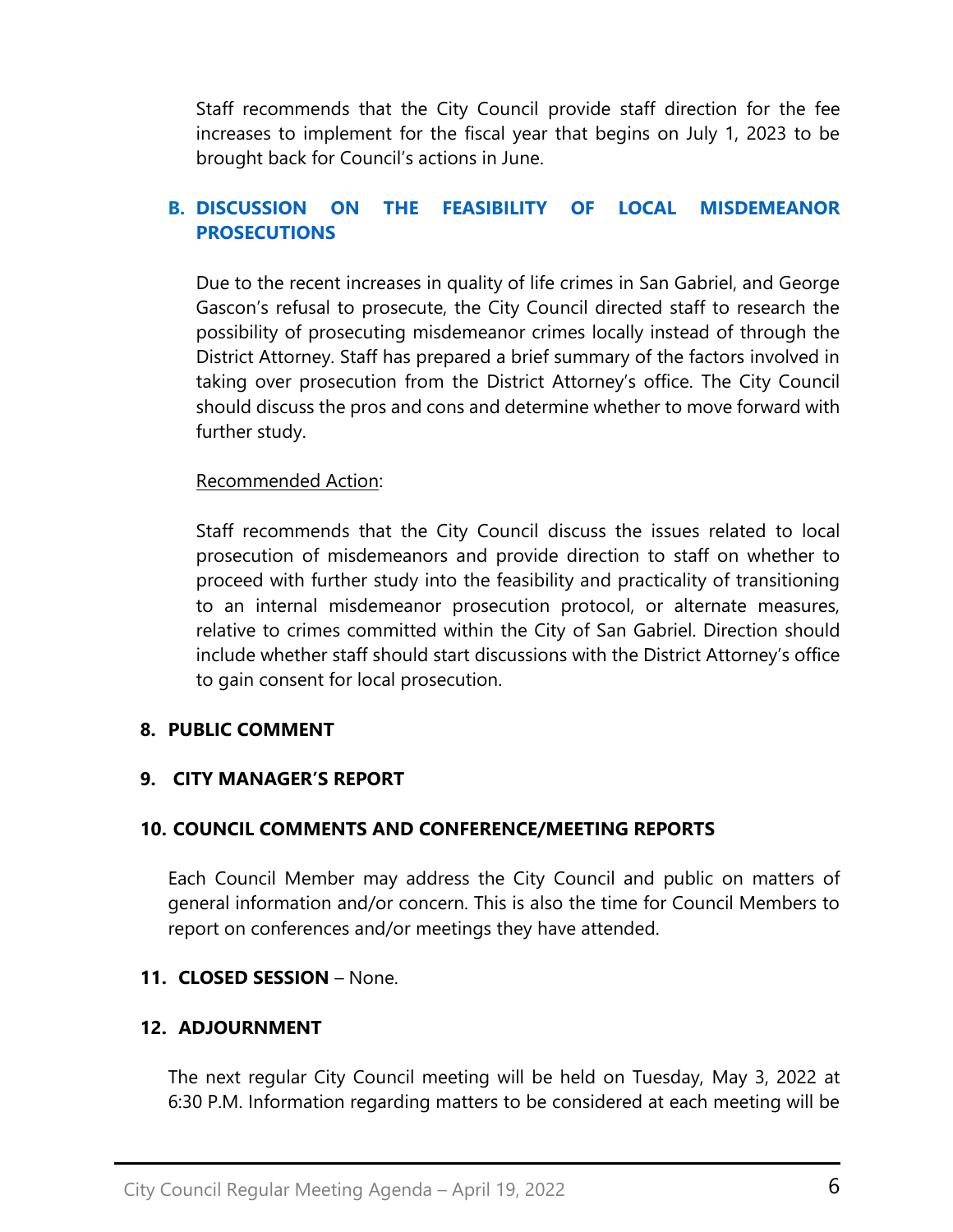Staff recommends that the City Council provide staff direction for the fee increases to implement for the fiscal year that begins on July 1, 2023 to be brought back for Council's actions in June.

### B. DISCUSSION ON THE FEASIBILITY OF LOCAL MISDEMEANOR PROSECUTIONS

Due to the recent increases in quality of life crimes in San Gabriel, and George Gascon's refusal to prosecute, the City Council directed staff to research the possibility of prosecuting misdemeanor crimes locally instead of through the District Attorney. Staff has prepared a brief summary of the factors involved in taking over prosecution from the District Attorney's office. The City Council should discuss the pros and cons and determine whether to move forward with further study.

Recommended Action:

Staff recommends that the City Council discuss the issues related to local prosecution of misdemeanors and provide direction to staff on whether to proceed with further study into the feasibility and practicality of transitioning to an internal misdemeanor prosecution protocol, or alternate measures, relative to crimes committed within the City of San Gabriel. Direction should include whether staff should start discussions with the District Attorney's office to gain consent for local prosecution.

## 8. PUBLIC COMMENT

## 9. CITY MANAGER'S REPORT

## 10. COUNCIL COMMENTS AND CONFERENCE/MEETING REPORTS

Each Council Member may address the City Council and public on matters of general information and/or concern. This is also the time for Council Members to report on conferences and/or meetings they have attended.

## 11. CLOSED SESSION – None.

## 12. ADJOURNMENT

The next regular City Council meeting will be held on Tuesday, May 3, 2022 at 6:30 P.M. Information regarding matters to be considered at each meeting will be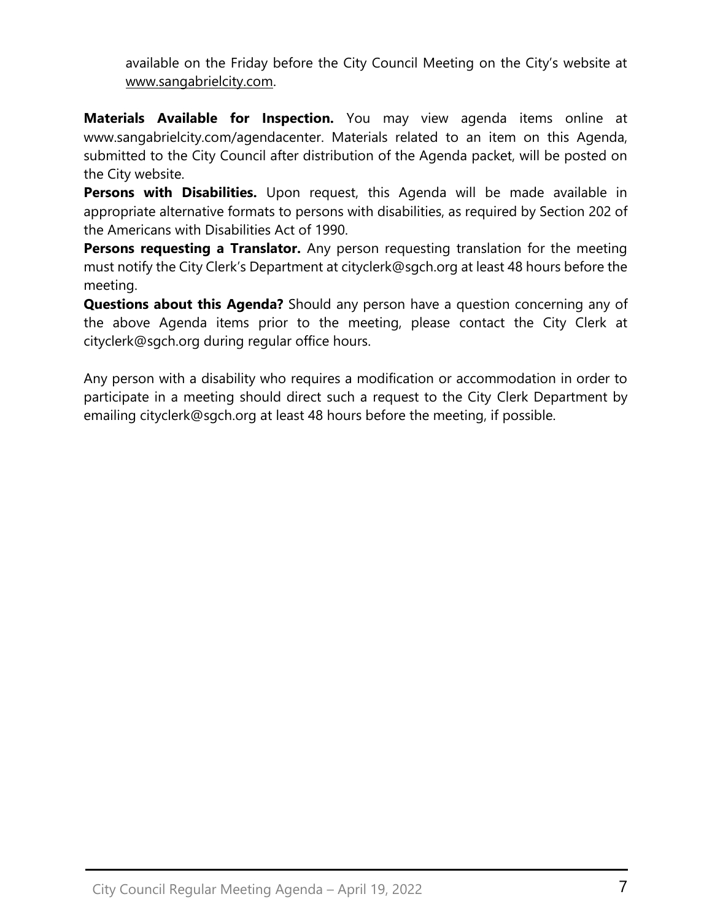available on the Friday before the City Council Meeting on the City's website at www.sangabrielcity.com.

**Materials Available for Inspection.** You may view agenda items online at www.sangabrielcity.com/agendacenter. Materials related to an item on this Agenda, submitted to the City Council after distribution of the Agenda packet, will be posted on the City website.

**Persons with Disabilities.** Upon request, this Agenda will be made available in appropriate alternative formats to persons with disabilities, as required by Section 202 of the Americans with Disabilities Act of 1990.

**Persons requesting a Translator.** Any person requesting translation for the meeting must notify the City Clerk's Department at cityclerk@sgch.org at least 48 hours before the meeting.

**Questions about this Agenda?** Should any person have a question concerning any of the above Agenda items prior to the meeting, please contact the City Clerk at cityclerk@sgch.org during regular office hours.

Any person with a disability who requires a modification or accommodation in order to participate in a meeting should direct such a request to the City Clerk Department by emailing cityclerk@sgch.org at least 48 hours before the meeting, if possible.